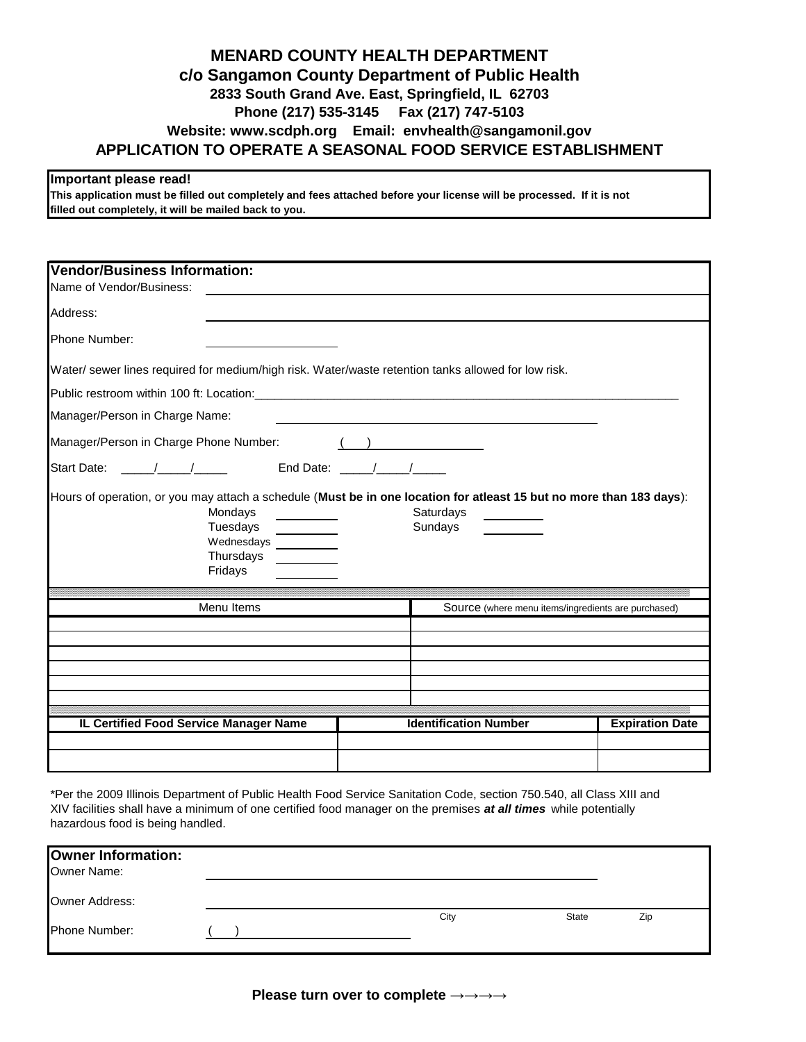# MENARD COUNTY HEALTH DEPARTMENT

**c/o Sangamon County Department of Public Health**
**2833 South Grand Ave. East, Springfield, IL 62703**
**Phone (217) 535-3145 Fax (217) 747-5103**
**Website: www.scdph.org Email: envhealth@sangamonil.gov**

## APPLICATION TO OPERATE A SEASONAL FOOD SERVICE ESTABLISHMENT

**Important please read!**
**This application must be filled out completely and fees attached before your license will be processed. If it is not filled out completely, it will be mailed back to you.**

### Vendor/Business Information:

Name of Vendor/Business: ______________________________

Address: ______________________________

Phone Number: ______________________________

Water/ sewer lines required for medium/high risk. Water/waste retention tanks allowed for low risk.

Public restroom within 100 ft: Location:______________________________

Manager/Person in Charge Name: ______________________________

Manager/Person in Charge Phone Number: ( ) ______________________________

Start Date: _____/_____/_____ End Date: _____/_____/_____

Hours of operation, or you may attach a schedule (**Must be in one location for atleast 15 but no more than 183 days**):

Mondays __________ Saturdays __________
Tuesdays __________ Sundays __________
Wednesdays __________
Thursdays __________
Fridays __________

| Menu Items | Source (where menu items/ingredients are purchased) |
|---|---|
| | |
| | |
| | |
| | |
| | |
| | |

| IL Certified Food Service Manager Name | Identification Number | Expiration Date |
|---|---|---|
| | | |
| | | |

*Per the 2009 Illinois Department of Public Health Food Service Sanitation Code, section 750.540, all Class XIII and XIV facilities shall have a minimum of one certified food manager on the premises ***at all times*** while potentially hazardous food is being handled.

### Owner Information:

Owner Name: ______________________________

Owner Address: ______________________________
City State Zip

Phone Number: ( ) ______________________________

**Please turn over to complete →→→→**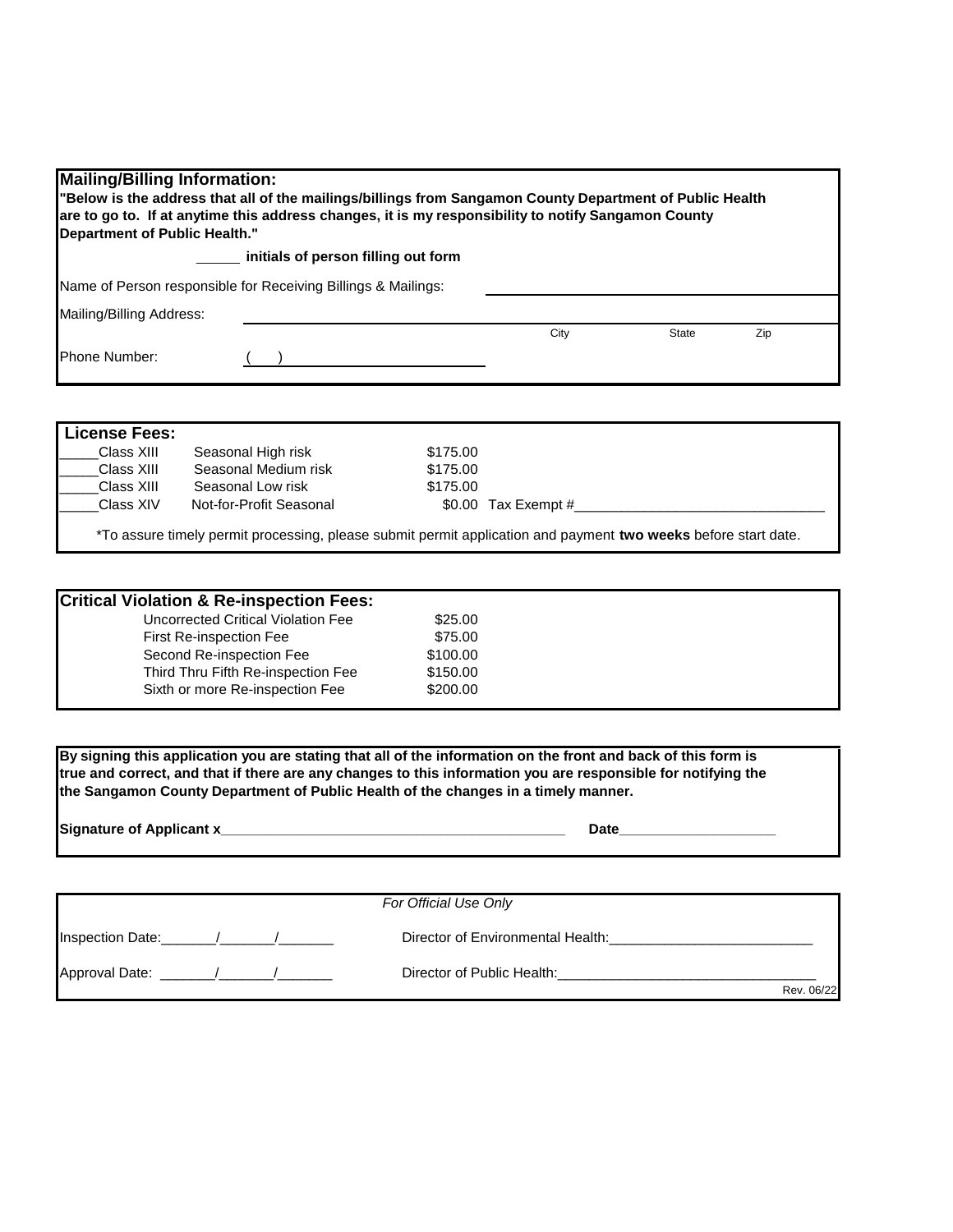**Mailing/Billing Information:**

**"Below is the address that all of the mailings/billings from Sangamon County Department of Public Health are to go to. If at anytime this address changes, it is my responsibility to notify Sangamon County Department of Public Health."**

_____ **initials of person filling out form**

Name of Person responsible for Receiving Billings & Mailings: ____________________

Mailing/Billing Address: ____________________

City State Zip

Phone Number: (  ) ____________________

**License Fees:**

| | | | |
|---|---|---|---|
| _____Class XIII | Seasonal High risk | $175.00 | |
| _____Class XIII | Seasonal Medium risk | $175.00 | |
| _____Class XIII | Seasonal Low risk | $175.00 | |
| _____Class XIV | Not-for-Profit Seasonal | $0.00 | Tax Exempt #____________________ |

*To assure timely permit processing, please submit permit application and payment **two weeks** before start date.

**Critical Violation & Re-inspection Fees:**

| | |
|---|---|
| Uncorrected Critical Violation Fee | $25.00 |
| First Re-inspection Fee | $75.00 |
| Second Re-inspection Fee | $100.00 |
| Third Thru Fifth Re-inspection Fee | $150.00 |
| Sixth or more Re-inspection Fee | $200.00 |

**By signing this application you are stating that all of the information on the front and back of this form is true and correct, and that if there are any changes to this information you are responsible for notifying the the Sangamon County Department of Public Health of the changes in a timely manner.**

**Signature of Applicant x**____________________________________________ **Date**____________________

*For Official Use Only*

Inspection Date:_______/_______/_______ Director of Environmental Health:__________________________

Approval Date: _______/_______/_______ Director of Public Health:________________________________

Rev. 06/22